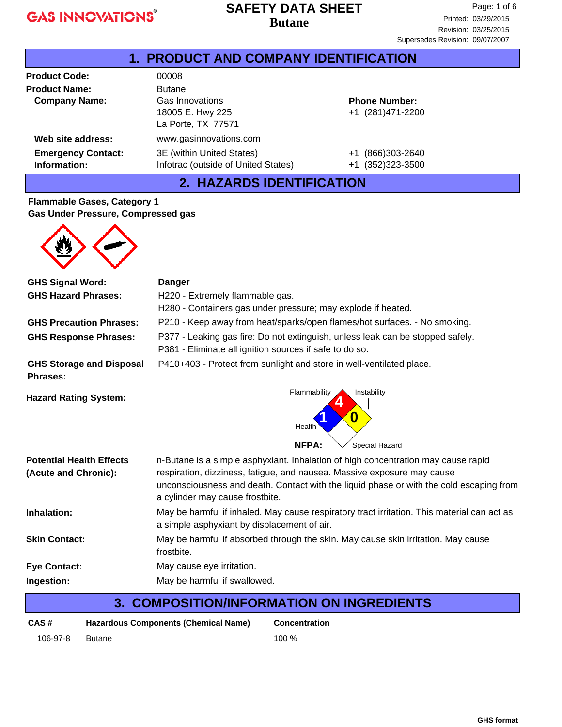GAS INNOVATIONS®

# SAFETY DATA SHEET
## Butane

Printed: 03/29/2015
Revision: 03/25/2015
Supersedes Revision: 09/07/2007

## 1. PRODUCT AND COMPANY IDENTIFICATION

| | | |
|---|---|---|
| **Product Code:** | 00008 | |
| **Product Name:** | Butane | |
| **Company Name:** | Gas Innovations<br>18005 E. Hwy 225<br>La Porte, TX 77571 | **Phone Number:**<br>+1 (281)471-2200 |
| **Web site address:** | www.gasinnovations.com | |
| **Emergency Contact: Information:** | 3E (within United States)<br>Infotrac (outside of United States) | +1 (866)303-2640<br>+1 (352)323-3500 |

## 2. HAZARDS IDENTIFICATION

**Flammable Gases, Category 1**
**Gas Under Pressure, Compressed gas**

**GHS Signal Word:** Danger

**GHS Hazard Phrases:**
H220 - Extremely flammable gas.
H280 - Containers gas under pressure; may explode if heated.

**GHS Precaution Phrases:** P210 - Keep away from heat/sparks/open flames/hot surfaces. - No smoking.

**GHS Response Phrases:**
P377 - Leaking gas fire: Do not extinguish, unless leak can be stopped safely.
P381 - Eliminate all ignition sources if safe to do so.

**GHS Storage and Disposal Phrases:** P410+403 - Protect from sunlight and store in well-ventilated place.

**Hazard Rating System:**

NFPA: Flammability 4, Health 1, Instability 0, Special Hazard (none)

**Potential Health Effects (Acute and Chronic):** n-Butane is a simple asphyxiant. Inhalation of high concentration may cause rapid respiration, dizziness, fatigue, and nausea. Massive exposure may cause unconsciousness and death. Contact with the liquid phase or with the cold escaping from a cylinder may cause frostbite.

**Inhalation:** May be harmful if inhaled. May cause respiratory tract irritation. This material can act as a simple asphyxiant by displacement of air.

**Skin Contact:** May be harmful if absorbed through the skin. May cause skin irritation. May cause frostbite.

**Eye Contact:** May cause eye irritation.

**Ingestion:** May be harmful if swallowed.

## 3. COMPOSITION/INFORMATION ON INGREDIENTS

| CAS # | Hazardous Components (Chemical Name) | Concentration |
|---|---|---|
| 106-97-8 | Butane | 100 % |

GHS format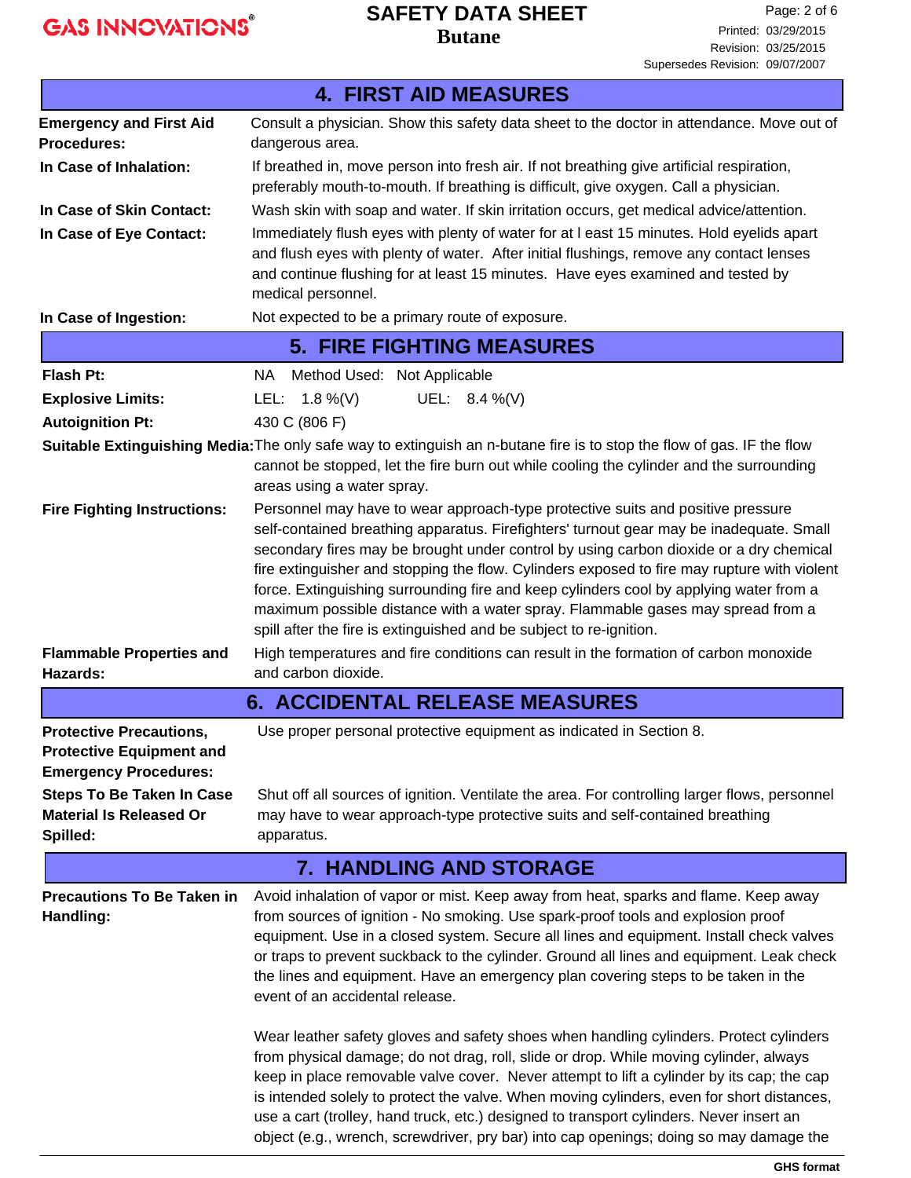## 4. FIRST AID MEASURES

**Emergency and First Aid Procedures:** Consult a physician. Show this safety data sheet to the doctor in attendance. Move out of dangerous area.

**In Case of Inhalation:** If breathed in, move person into fresh air. If not breathing give artificial respiration, preferably mouth-to-mouth. If breathing is difficult, give oxygen. Call a physician.

**In Case of Skin Contact:** Wash skin with soap and water. If skin irritation occurs, get medical advice/attention.

**In Case of Eye Contact:** Immediately flush eyes with plenty of water for at l east 15 minutes. Hold eyelids apart and flush eyes with plenty of water. After initial flushings, remove any contact lenses and continue flushing for at least 15 minutes. Have eyes examined and tested by medical personnel.

**In Case of Ingestion:** Not expected to be a primary route of exposure.

## 5. FIRE FIGHTING MEASURES

**Flash Pt:** NA Method Used: Not Applicable

**Explosive Limits:** LEL: 1.8 %(V) UEL: 8.4 %(V)

**Autoignition Pt:** 430 C (806 F)

**Suitable Extinguishing Media:** The only safe way to extinguish an n-butane fire is to stop the flow of gas. IF the flow cannot be stopped, let the fire burn out while cooling the cylinder and the surrounding areas using a water spray.

**Fire Fighting Instructions:** Personnel may have to wear approach-type protective suits and positive pressure self-contained breathing apparatus. Firefighters' turnout gear may be inadequate. Small secondary fires may be brought under control by using carbon dioxide or a dry chemical fire extinguisher and stopping the flow. Cylinders exposed to fire may rupture with violent force. Extinguishing surrounding fire and keep cylinders cool by applying water from a maximum possible distance with a water spray. Flammable gases may spread from a spill after the fire is extinguished and be subject to re-ignition.

**Flammable Properties and Hazards:** High temperatures and fire conditions can result in the formation of carbon monoxide and carbon dioxide.

## 6. ACCIDENTAL RELEASE MEASURES

**Protective Precautions, Protective Equipment and Emergency Procedures:** Use proper personal protective equipment as indicated in Section 8.

**Steps To Be Taken In Case Material Is Released Or Spilled:** Shut off all sources of ignition. Ventilate the area. For controlling larger flows, personnel may have to wear approach-type protective suits and self-contained breathing apparatus.

## 7. HANDLING AND STORAGE

**Precautions To Be Taken in Handling:** Avoid inhalation of vapor or mist. Keep away from heat, sparks and flame. Keep away from sources of ignition - No smoking. Use spark-proof tools and explosion proof equipment. Use in a closed system. Secure all lines and equipment. Install check valves or traps to prevent suckback to the cylinder. Ground all lines and equipment. Leak check the lines and equipment. Have an emergency plan covering steps to be taken in the event of an accidental release.

Wear leather safety gloves and safety shoes when handling cylinders. Protect cylinders from physical damage; do not drag, roll, slide or drop. While moving cylinder, always keep in place removable valve cover. Never attempt to lift a cylinder by its cap; the cap is intended solely to protect the valve. When moving cylinders, even for short distances, use a cart (trolley, hand truck, etc.) designed to transport cylinders. Never insert an object (e.g., wrench, screwdriver, pry bar) into cap openings; doing so may damage the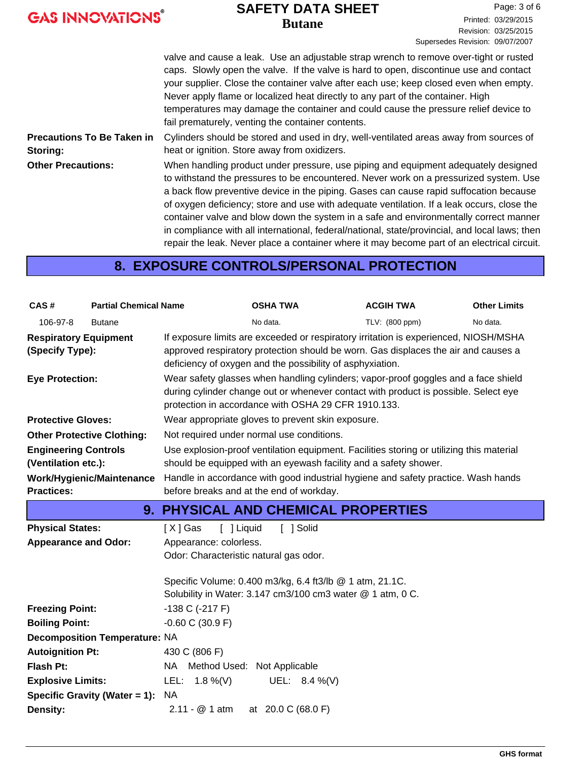valve and cause a leak. Use an adjustable strap wrench to remove over-tight or rusted caps. Slowly open the valve. If the valve is hard to open, discontinue use and contact your supplier. Close the container valve after each use; keep closed even when empty. Never apply flame or localized heat directly to any part of the container. High temperatures may damage the container and could cause the pressure relief device to fail prematurely, venting the container contents.

**Precautions To Be Taken in Storing:** Cylinders should be stored and used in dry, well-ventilated areas away from sources of heat or ignition. Store away from oxidizers.

**Other Precautions:** When handling product under pressure, use piping and equipment adequately designed to withstand the pressures to be encountered. Never work on a pressurized system. Use a back flow preventive device in the piping. Gases can cause rapid suffocation because of oxygen deficiency; store and use with adequate ventilation. If a leak occurs, close the container valve and blow down the system in a safe and environmentally correct manner in compliance with all international, federal/national, state/provincial, and local laws; then repair the leak. Never place a container where it may become part of an electrical circuit.

## 8. EXPOSURE CONTROLS/PERSONAL PROTECTION

| CAS # | Partial Chemical Name | OSHA TWA | ACGIH TWA | Other Limits |
|---|---|---|---|---|
| 106-97-8 | Butane | No data. | TLV: (800 ppm) | No data. |

**Respiratory Equipment (Specify Type):** If exposure limits are exceeded or respiratory irritation is experienced, NIOSH/MSHA approved respiratory protection should be worn. Gas displaces the air and causes a deficiency of oxygen and the possibility of asphyxiation.

**Eye Protection:** Wear safety glasses when handling cylinders; vapor-proof goggles and a face shield during cylinder change out or whenever contact with product is possible. Select eye protection in accordance with OSHA 29 CFR 1910.133.

**Protective Gloves:** Wear appropriate gloves to prevent skin exposure.

**Other Protective Clothing:** Not required under normal use conditions.

**Engineering Controls (Ventilation etc.):** Use explosion-proof ventilation equipment. Facilities storing or utilizing this material should be equipped with an eyewash facility and a safety shower.

**Work/Hygienic/Maintenance Practices:** Handle in accordance with good industrial hygiene and safety practice. Wash hands before breaks and at the end of workday.

## 9. PHYSICAL AND CHEMICAL PROPERTIES

**Physical States:** [X] Gas [ ] Liquid [ ] Solid

**Appearance and Odor:** Appearance: colorless.
Odor: Characteristic natural gas odor.

Specific Volume: 0.400 m3/kg, 6.4 ft3/lb @ 1 atm, 21.1C.
Solubility in Water: 3.147 cm3/100 cm3 water @ 1 atm, 0 C.

**Freezing Point:** -138 C (-217 F)

**Boiling Point:** -0.60 C (30.9 F)

**Decomposition Temperature:** NA

**Autoignition Pt:** 430 C (806 F)

**Flash Pt:** NA Method Used: Not Applicable

**Explosive Limits:** LEL: 1.8 %(V) UEL: 8.4 %(V)

**Specific Gravity (Water = 1):** NA

**Density:** 2.11 - @ 1 atm at 20.0 C (68.0 F)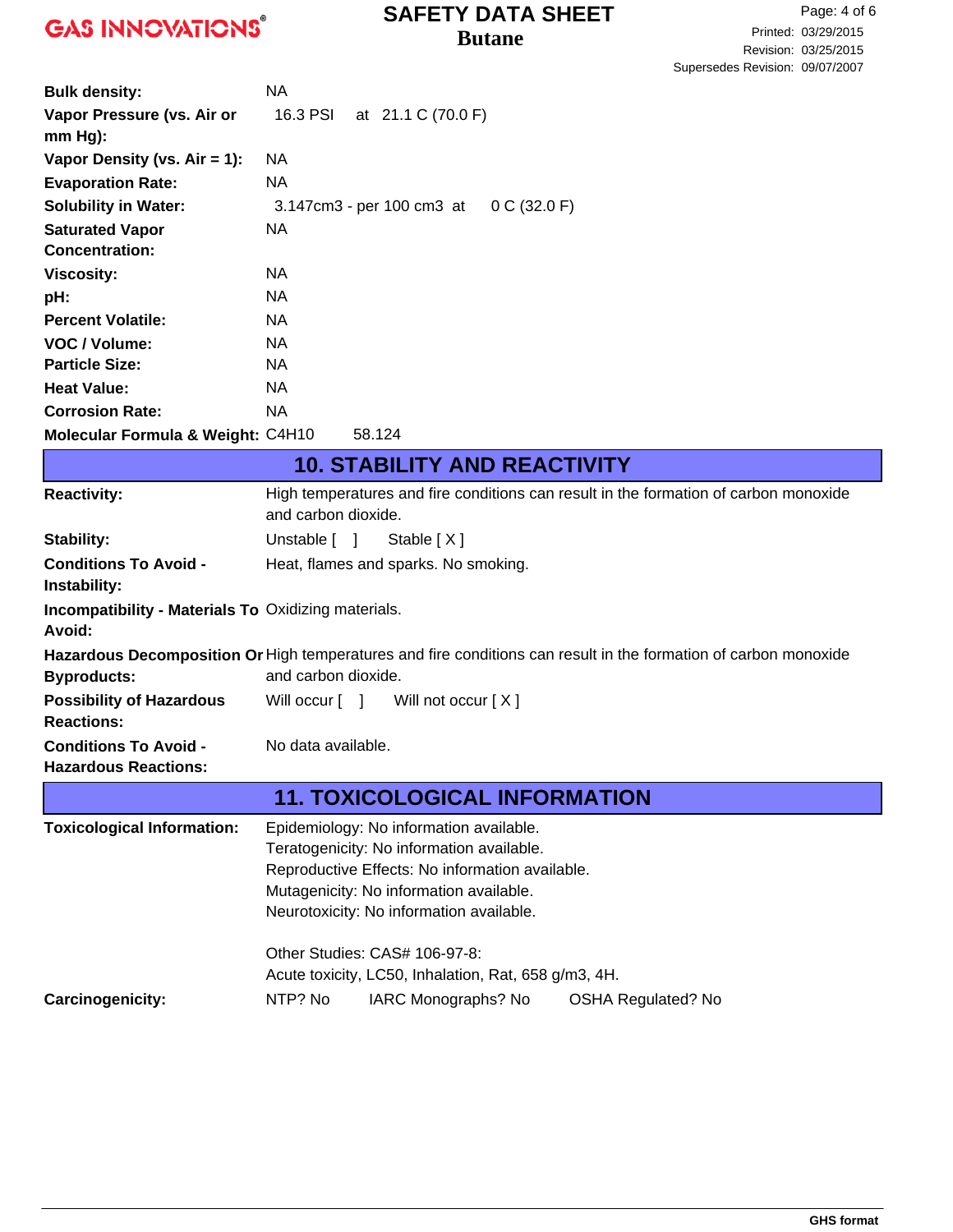| | |
|---|---|
| **Bulk density:** | NA |
| **Vapor Pressure (vs. Air or mm Hg):** | 16.3 PSI at 21.1 C (70.0 F) |
| **Vapor Density (vs. Air = 1):** | NA |
| **Evaporation Rate:** | NA |
| **Solubility in Water:** | 3.147cm3 - per 100 cm3 at 0 C (32.0 F) |
| **Saturated Vapor Concentration:** | NA |
| **Viscosity:** | NA |
| **pH:** | NA |
| **Percent Volatile:** | NA |
| **VOC / Volume:** | NA |
| **Particle Size:** | NA |
| **Heat Value:** | NA |
| **Corrosion Rate:** | NA |
| **Molecular Formula & Weight:** | $C_4H_{10}$ 58.124 |

## 10. STABILITY AND REACTIVITY

| | |
|---|---|
| **Reactivity:** | High temperatures and fire conditions can result in the formation of carbon monoxide and carbon dioxide. |
| **Stability:** | Unstable [ ] Stable [ X ] |
| **Conditions To Avoid - Instability:** | Heat, flames and sparks. No smoking. |
| **Incompatibility - Materials To Avoid:** | Oxidizing materials. |
| **Hazardous Decomposition Or Byproducts:** | High temperatures and fire conditions can result in the formation of carbon monoxide and carbon dioxide. |
| **Possibility of Hazardous Reactions:** | Will occur [ ] Will not occur [ X ] |
| **Conditions To Avoid - Hazardous Reactions:** | No data available. |

## 11. TOXICOLOGICAL INFORMATION

**Toxicological Information:**

Epidemiology: No information available.
Teratogenicity: No information available.
Reproductive Effects: No information available.
Mutagenicity: No information available.
Neurotoxicity: No information available.

Other Studies: CAS# 106-97-8:
Acute toxicity, LC50, Inhalation, Rat, 658 g/m3, 4H.

**Carcinogenicity:** NTP? No IARC Monographs? No OSHA Regulated? No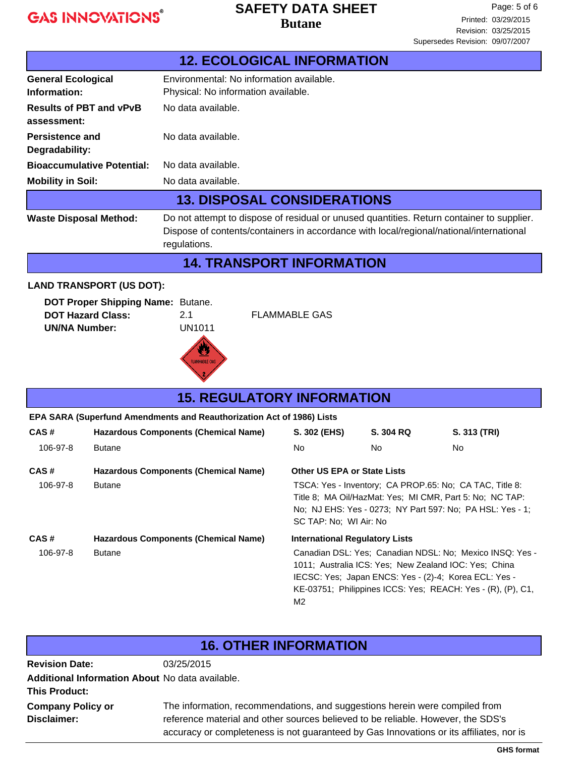## 12. ECOLOGICAL INFORMATION

**General Ecological Information:** Environmental: No information available.
Physical: No information available.

**Results of PBT and vPvB assessment:** No data available.

**Persistence and Degradability:** No data available.

**Bioaccumulative Potential:** No data available.

**Mobility in Soil:** No data available.

## 13. DISPOSAL CONSIDERATIONS

**Waste Disposal Method:** Do not attempt to dispose of residual or unused quantities. Return container to supplier. Dispose of contents/containers in accordance with local/regional/national/international regulations.

## 14. TRANSPORT INFORMATION

**LAND TRANSPORT (US DOT):**

**DOT Proper Shipping Name:** Butane.

**DOT Hazard Class:** 2.1 FLAMMABLE GAS

**UN/NA Number:** UN1011

## 15. REGULATORY INFORMATION

**EPA SARA (Superfund Amendments and Reauthorization Act of 1986) Lists**

| CAS # | Hazardous Components (Chemical Name) | S. 302 (EHS) | S. 304 RQ | S. 313 (TRI) |
|---|---|---|---|---|
| 106-97-8 | Butane | No | No | No |

| CAS # | Hazardous Components (Chemical Name) | Other US EPA or State Lists |
|---|---|---|
| 106-97-8 | Butane | TSCA: Yes - Inventory; CA PROP.65: No; CA TAC, Title 8: Title 8; MA Oil/HazMat: Yes; MI CMR, Part 5: No; NC TAP: No; NJ EHS: Yes - 0273; NY Part 597: No; PA HSL: Yes - 1; SC TAP: No; WI Air: No |

| CAS # | Hazardous Components (Chemical Name) | International Regulatory Lists |
|---|---|---|
| 106-97-8 | Butane | Canadian DSL: Yes; Canadian NDSL: No; Mexico INSQ: Yes - 1011; Australia ICS: Yes; New Zealand IOC: Yes; China IECSC: Yes; Japan ENCS: Yes - (2)-4; Korea ECL: Yes - KE-03751; Philippines ICCS: Yes; REACH: Yes - (R), (P), C1, M2 |

## 16. OTHER INFORMATION

**Revision Date:** 03/25/2015

**Additional Information About This Product:** No data available.

**Company Policy or Disclaimer:** The information, recommendations, and suggestions herein were compiled from reference material and other sources believed to be reliable. However, the SDS's accuracy or completeness is not guaranteed by Gas Innovations or its affiliates, nor is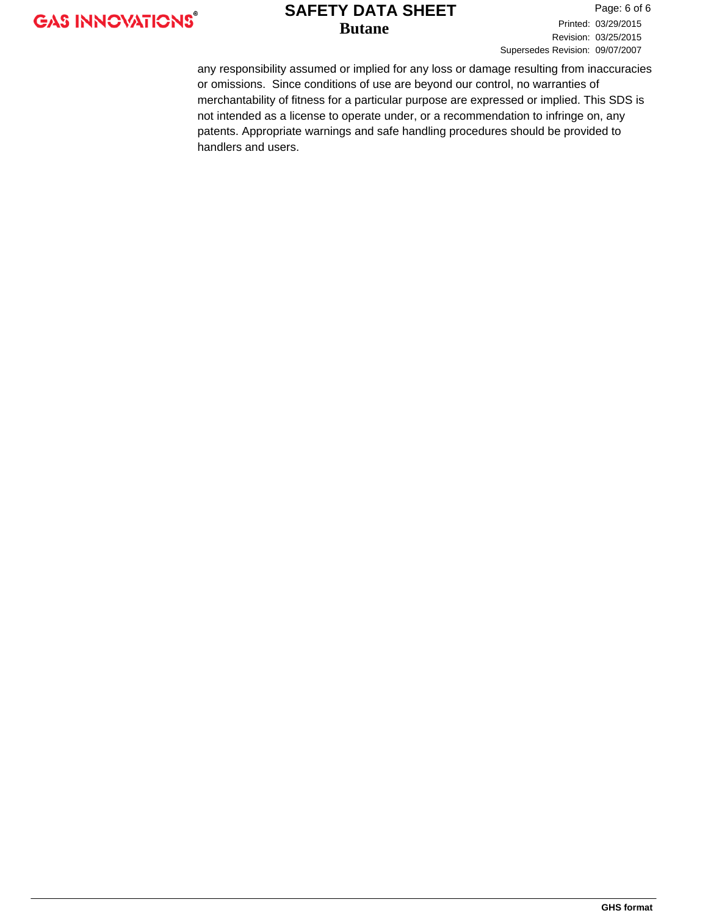any responsibility assumed or implied for any loss or damage resulting from inaccuracies or omissions. Since conditions of use are beyond our control, no warranties of merchantability of fitness for a particular purpose are expressed or implied. This SDS is not intended as a license to operate under, or a recommendation to infringe on, any patents. Appropriate warnings and safe handling procedures should be provided to handlers and users.